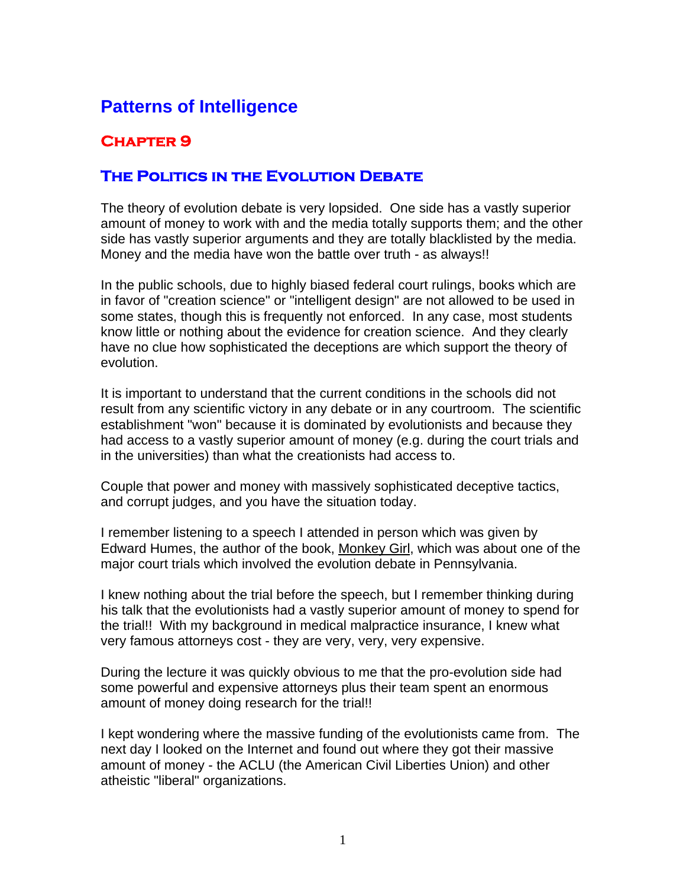# Patterns of Intelligence

## Chapter 9

## The Politics in the Evolution Debate

The theory of evolution debate is very lopsided. One side has a vastly superior amount of money to work with and the media totally supports them; and the other side has vastly superior arguments and they are totally blacklisted by the media. Money and the media have won the battle over truth - as always!!

In the public schools, due to highly biased federal court rulings, books which are in favor of "creation science" or "intelligent design" are not allowed to be used in some states, though this is frequently not enforced. In any case, most students know little or nothing about the evidence for creation science. And they clearly have no clue how sophisticated the deceptions are which support the theory of evolution.

It is important to understand that the current conditions in the schools did not result from any scientific victory in any debate or in any courtroom. The scientific establishment "won" because it is dominated by evolutionists and because they had access to a vastly superior amount of money (e.g. during the court trials and in the universities) than what the creationists had access to.

Couple that power and money with massively sophisticated deceptive tactics, and corrupt judges, and you have the situation today.

I remember listening to a speech I attended in person which was given by Edward Humes, the author of the book, Monkey Girl, which was about one of the major court trials which involved the evolution debate in Pennsylvania.

I knew nothing about the trial before the speech, but I remember thinking during his talk that the evolutionists had a vastly superior amount of money to spend for the trial!! With my background in medical malpractice insurance, I knew what very famous attorneys cost - they are very, very, very expensive.

During the lecture it was quickly obvious to me that the pro-evolution side had some powerful and expensive attorneys plus their team spent an enormous amount of money doing research for the trial!!

I kept wondering where the massive funding of the evolutionists came from. The next day I looked on the Internet and found out where they got their massive amount of money - the ACLU (the American Civil Liberties Union) and other atheistic "liberal" organizations.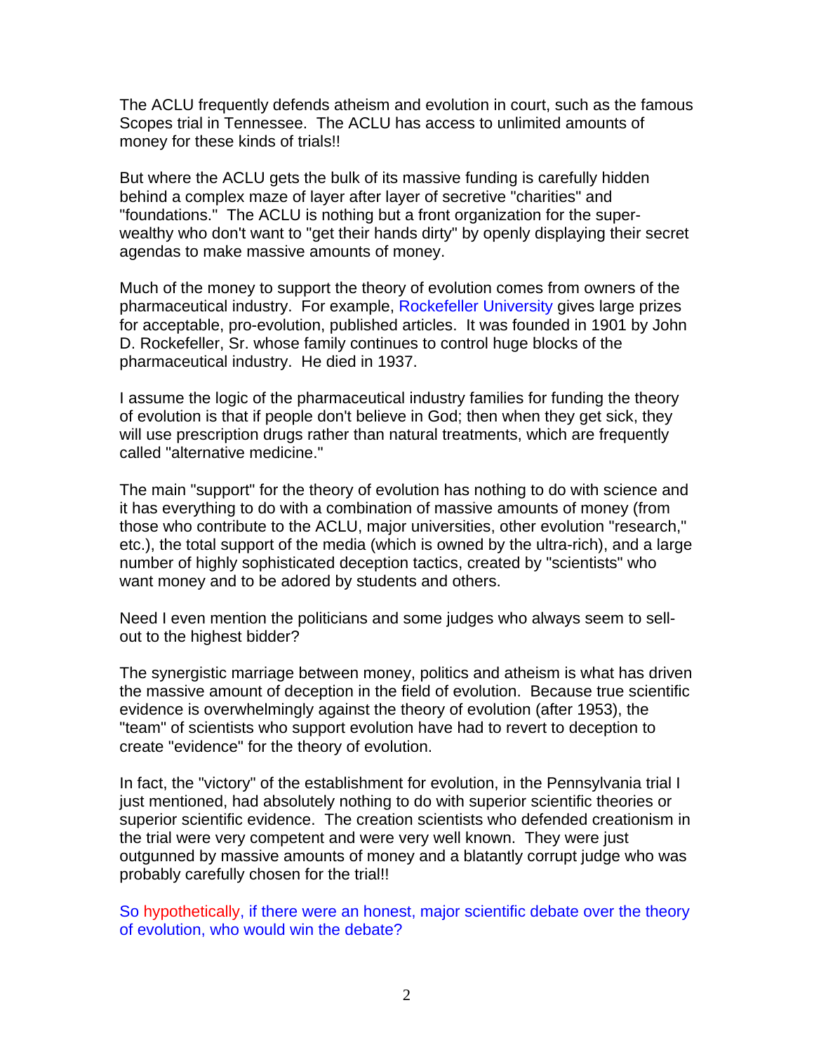The ACLU frequently defends atheism and evolution in court, such as the famous Scopes trial in Tennessee. The ACLU has access to unlimited amounts of money for these kinds of trials!!

But where the ACLU gets the bulk of its massive funding is carefully hidden behind a complex maze of layer after layer of secretive "charities" and "foundations." The ACLU is nothing but a front organization for the super-wealthy who don't want to "get their hands dirty" by openly displaying their secret agendas to make massive amounts of money.

Much of the money to support the theory of evolution comes from owners of the pharmaceutical industry. For example, Rockefeller University gives large prizes for acceptable, pro-evolution, published articles. It was founded in 1901 by John D. Rockefeller, Sr. whose family continues to control huge blocks of the pharmaceutical industry. He died in 1937.

I assume the logic of the pharmaceutical industry families for funding the theory of evolution is that if people don't believe in God; then when they get sick, they will use prescription drugs rather than natural treatments, which are frequently called "alternative medicine."

The main "support" for the theory of evolution has nothing to do with science and it has everything to do with a combination of massive amounts of money (from those who contribute to the ACLU, major universities, other evolution "research," etc.), the total support of the media (which is owned by the ultra-rich), and a large number of highly sophisticated deception tactics, created by "scientists" who want money and to be adored by students and others.

Need I even mention the politicians and some judges who always seem to sell-out to the highest bidder?

The synergistic marriage between money, politics and atheism is what has driven the massive amount of deception in the field of evolution. Because true scientific evidence is overwhelmingly against the theory of evolution (after 1953), the "team" of scientists who support evolution have had to revert to deception to create "evidence" for the theory of evolution.

In fact, the "victory" of the establishment for evolution, in the Pennsylvania trial I just mentioned, had absolutely nothing to do with superior scientific theories or superior scientific evidence. The creation scientists who defended creationism in the trial were very competent and were very well known. They were just outgunned by massive amounts of money and a blatantly corrupt judge who was probably carefully chosen for the trial!!

So hypothetically, if there were an honest, major scientific debate over the theory of evolution, who would win the debate?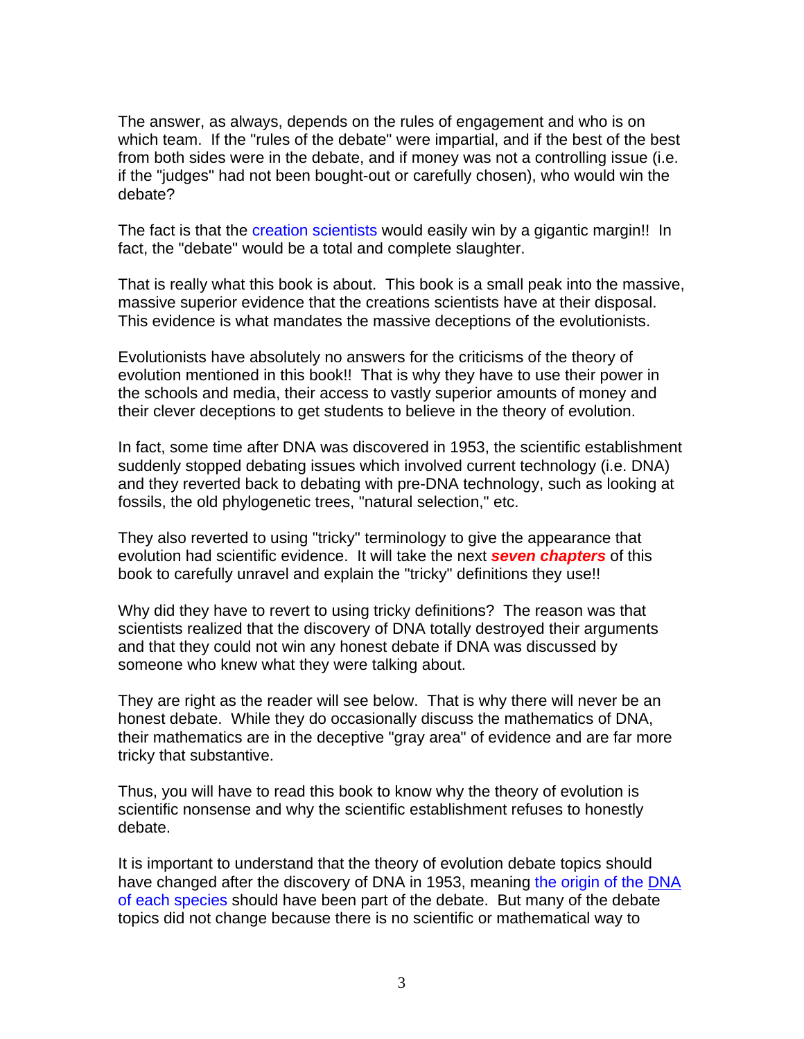The answer, as always, depends on the rules of engagement and who is on which team. If the "rules of the debate" were impartial, and if the best of the best from both sides were in the debate, and if money was not a controlling issue (i.e. if the "judges" had not been bought-out or carefully chosen), who would win the debate?

The fact is that the creation scientists would easily win by a gigantic margin!! In fact, the "debate" would be a total and complete slaughter.

That is really what this book is about. This book is a small peak into the massive, massive superior evidence that the creations scientists have at their disposal. This evidence is what mandates the massive deceptions of the evolutionists.

Evolutionists have absolutely no answers for the criticisms of the theory of evolution mentioned in this book!! That is why they have to use their power in the schools and media, their access to vastly superior amounts of money and their clever deceptions to get students to believe in the theory of evolution.

In fact, some time after DNA was discovered in 1953, the scientific establishment suddenly stopped debating issues which involved current technology (i.e. DNA) and they reverted back to debating with pre-DNA technology, such as looking at fossils, the old phylogenetic trees, "natural selection," etc.

They also reverted to using "tricky" terminology to give the appearance that evolution had scientific evidence. It will take the next ***seven chapters*** of this book to carefully unravel and explain the "tricky" definitions they use!!

Why did they have to revert to using tricky definitions? The reason was that scientists realized that the discovery of DNA totally destroyed their arguments and that they could not win any honest debate if DNA was discussed by someone who knew what they were talking about.

They are right as the reader will see below. That is why there will never be an honest debate. While they do occasionally discuss the mathematics of DNA, their mathematics are in the deceptive "gray area" of evidence and are far more tricky that substantive.

Thus, you will have to read this book to know why the theory of evolution is scientific nonsense and why the scientific establishment refuses to honestly debate.

It is important to understand that the theory of evolution debate topics should have changed after the discovery of DNA in 1953, meaning the origin of the DNA of each species should have been part of the debate. But many of the debate topics did not change because there is no scientific or mathematical way to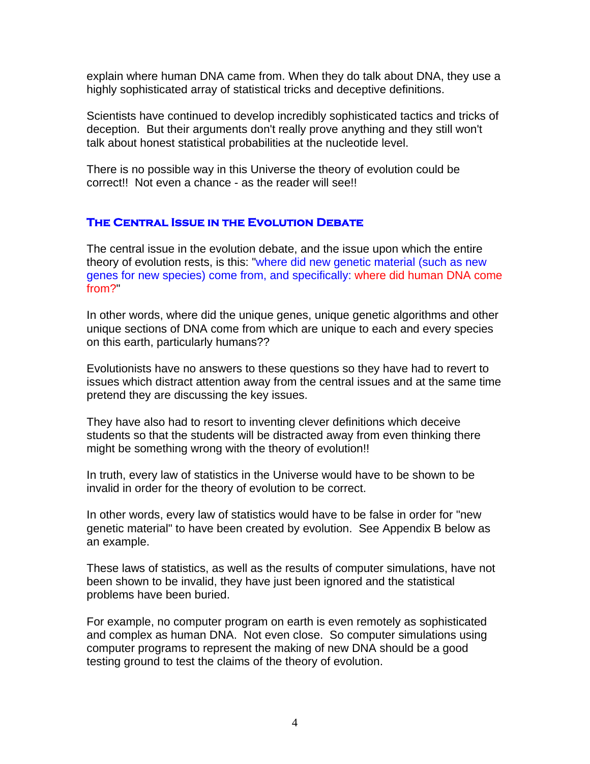explain where human DNA came from. When they do talk about DNA, they use a highly sophisticated array of statistical tricks and deceptive definitions.

Scientists have continued to develop incredibly sophisticated tactics and tricks of deception. But their arguments don't really prove anything and they still won't talk about honest statistical probabilities at the nucleotide level.

There is no possible way in this Universe the theory of evolution could be correct!! Not even a chance - as the reader will see!!

## The Central Issue in the Evolution Debate

The central issue in the evolution debate, and the issue upon which the entire theory of evolution rests, is this: "where did new genetic material (such as new genes for new species) come from, and specifically: where did human DNA come from?"

In other words, where did the unique genes, unique genetic algorithms and other unique sections of DNA come from which are unique to each and every species on this earth, particularly humans??

Evolutionists have no answers to these questions so they have had to revert to issues which distract attention away from the central issues and at the same time pretend they are discussing the key issues.

They have also had to resort to inventing clever definitions which deceive students so that the students will be distracted away from even thinking there might be something wrong with the theory of evolution!!

In truth, every law of statistics in the Universe would have to be shown to be invalid in order for the theory of evolution to be correct.

In other words, every law of statistics would have to be false in order for "new genetic material" to have been created by evolution. See Appendix B below as an example.

These laws of statistics, as well as the results of computer simulations, have not been shown to be invalid, they have just been ignored and the statistical problems have been buried.

For example, no computer program on earth is even remotely as sophisticated and complex as human DNA. Not even close. So computer simulations using computer programs to represent the making of new DNA should be a good testing ground to test the claims of the theory of evolution.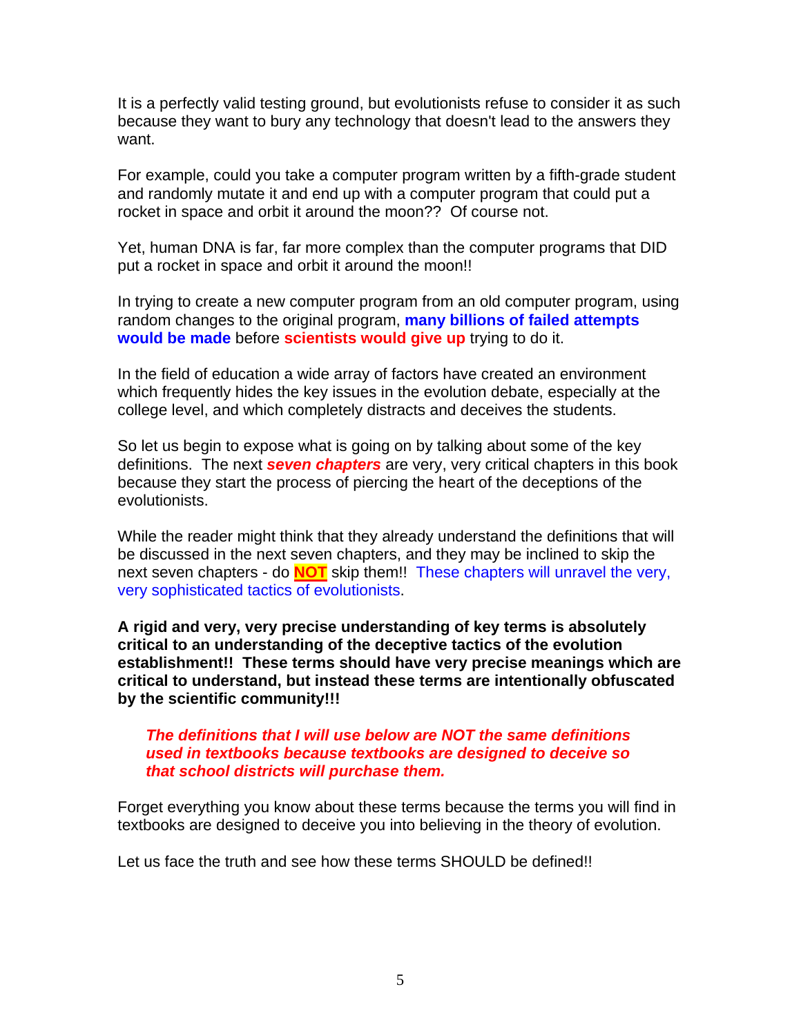It is a perfectly valid testing ground, but evolutionists refuse to consider it as such because they want to bury any technology that doesn't lead to the answers they want.

For example, could you take a computer program written by a fifth-grade student and randomly mutate it and end up with a computer program that could put a rocket in space and orbit it around the moon?? Of course not.

Yet, human DNA is far, far more complex than the computer programs that DID put a rocket in space and orbit it around the moon!!

In trying to create a new computer program from an old computer program, using random changes to the original program, **many billions of failed attempts would be made** before **scientists would give up** trying to do it.

In the field of education a wide array of factors have created an environment which frequently hides the key issues in the evolution debate, especially at the college level, and which completely distracts and deceives the students.

So let us begin to expose what is going on by talking about some of the key definitions. The next ***seven chapters*** are very, very critical chapters in this book because they start the process of piercing the heart of the deceptions of the evolutionists.

While the reader might think that they already understand the definitions that will be discussed in the next seven chapters, and they may be inclined to skip the next seven chapters - do **NOT** skip them!! These chapters will unravel the very, very sophisticated tactics of evolutionists.

**A rigid and very, very precise understanding of key terms is absolutely critical to an understanding of the deceptive tactics of the evolution establishment!! These terms should have very precise meanings which are critical to understand, but instead these terms are intentionally obfuscated by the scientific community!!!**

> ***The definitions that I will use below are NOT the same definitions used in textbooks because textbooks are designed to deceive so that school districts will purchase them.***

Forget everything you know about these terms because the terms you will find in textbooks are designed to deceive you into believing in the theory of evolution.

Let us face the truth and see how these terms SHOULD be defined!!